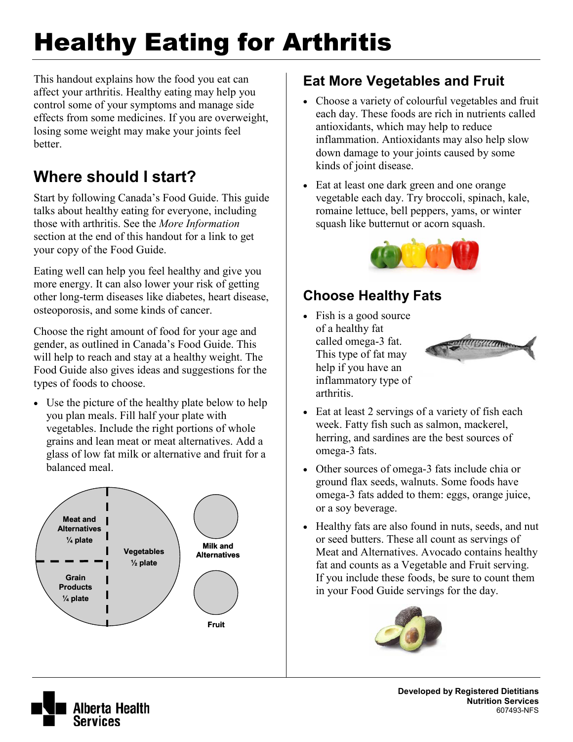# Healthy Eating for Arthritis

This handout explains how the food you eat can affect your arthritis. Healthy eating may help you control some of your symptoms and manage side effects from some medicines. If you are overweight, losing some weight may make your joints feel better.

## Where should I start?

Start by following Canada's Food Guide. This guide talks about healthy eating for everyone, including those with arthritis. See the *More Information* section at the end of this handout for a link to get your copy of the Food Guide.

Eating well can help you feel healthy and give you more energy. It can also lower your risk of getting other long-term diseases like diabetes, heart disease, osteoporosis, and some kinds of cancer.

Choose the right amount of food for your age and gender, as outlined in Canada's Food Guide. This will help to reach and stay at a healthy weight. The Food Guide also gives ideas and suggestions for the types of foods to choose.

- Use the picture of the healthy plate below to help you plan meals. Fill half your plate with vegetables. Include the right portions of whole grains and lean meat or meat alternatives. Add a glass of low fat milk or alternative and fruit for a balanced meal.

**Meat and Alternatives ¼ plate**

**Grain Products ¼ plate**

**Vegetables ½ plate**

**Milk and Alternatives**

**Fruit**

## Eat More Vegetables and Fruit

- Choose a variety of colourful vegetables and fruit each day. These foods are rich in nutrients called antioxidants, which may help to reduce inflammation. Antioxidants may also help slow down damage to your joints caused by some kinds of joint disease.
- Eat at least one dark green and one orange vegetable each day. Try broccoli, spinach, kale, romaine lettuce, bell peppers, yams, or winter squash like butternut or acorn squash.

## Choose Healthy Fats

- Fish is a good source of a healthy fat called omega-3 fat. This type of fat may help if you have an inflammatory type of arthritis.
- Eat at least 2 servings of a variety of fish each week. Fatty fish such as salmon, mackerel, herring, and sardines are the best sources of omega-3 fats.
- Other sources of omega-3 fats include chia or ground flax seeds, walnuts. Some foods have omega-3 fats added to them: eggs, orange juice, or a soy beverage.
- Healthy fats are also found in nuts, seeds, and nut or seed butters. These all count as servings of Meat and Alternatives. Avocado contains healthy fat and counts as a Vegetable and Fruit serving. If you include these foods, be sure to count them in your Food Guide servings for the day.

**Developed by Registered Dietitians**
**Nutrition Services**
607493-NFS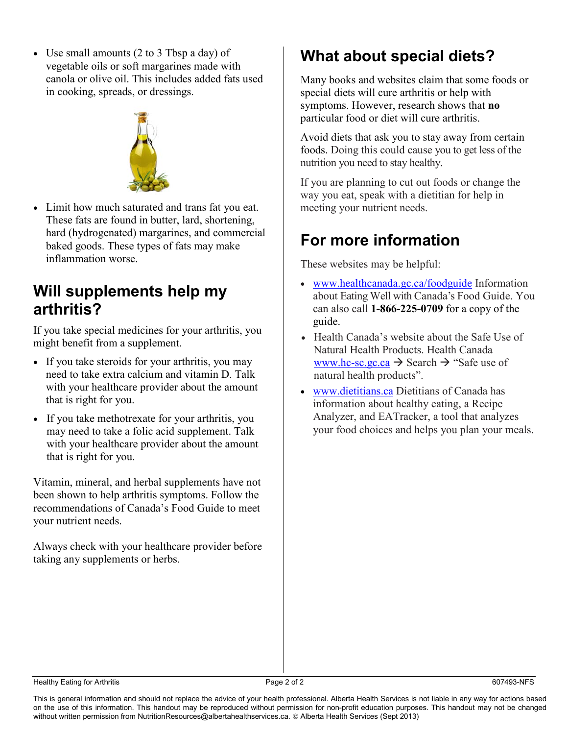- Use small amounts (2 to 3 Tbsp a day) of vegetable oils or soft margarines made with canola or olive oil. This includes added fats used in cooking, spreads, or dressings.
- Limit how much saturated and trans fat you eat. These fats are found in butter, lard, shortening, hard (hydrogenated) margarines, and commercial baked goods. These types of fats may make inflammation worse.

## Will supplements help my arthritis?

If you take special medicines for your arthritis, you might benefit from a supplement.

- If you take steroids for your arthritis, you may need to take extra calcium and vitamin D. Talk with your healthcare provider about the amount that is right for you.
- If you take methotrexate for your arthritis, you may need to take a folic acid supplement. Talk with your healthcare provider about the amount that is right for you.

Vitamin, mineral, and herbal supplements have not been shown to help arthritis symptoms. Follow the recommendations of Canada's Food Guide to meet your nutrient needs.

Always check with your healthcare provider before taking any supplements or herbs.

## What about special diets?

Many books and websites claim that some foods or special diets will cure arthritis or help with symptoms. However, research shows that **no** particular food or diet will cure arthritis.

Avoid diets that ask you to stay away from certain foods. Doing this could cause you to get less of the nutrition you need to stay healthy.

If you are planning to cut out foods or change the way you eat, speak with a dietitian for help in meeting your nutrient needs.

## For more information

These websites may be helpful:

- www.healthcanada.gc.ca/foodguide Information about Eating Well with Canada's Food Guide. You can also call **1-866-225-0709** for a copy of the guide.
- Health Canada's website about the Safe Use of Natural Health Products. Health Canada www.hc-sc.gc.ca → Search → "Safe use of natural health products".
- www.dietitians.ca Dietitians of Canada has information about healthy eating, a Recipe Analyzer, and EATracker, a tool that analyzes your food choices and helps you plan your meals.

This is general information and should not replace the advice of your health professional. Alberta Health Services is not liable in any way for actions based on the use of this information. This handout may be reproduced without permission for non-profit education purposes. This handout may not be changed without written permission from NutritionResources@albertahealthservices.ca. © Alberta Health Services (Sept 2013)